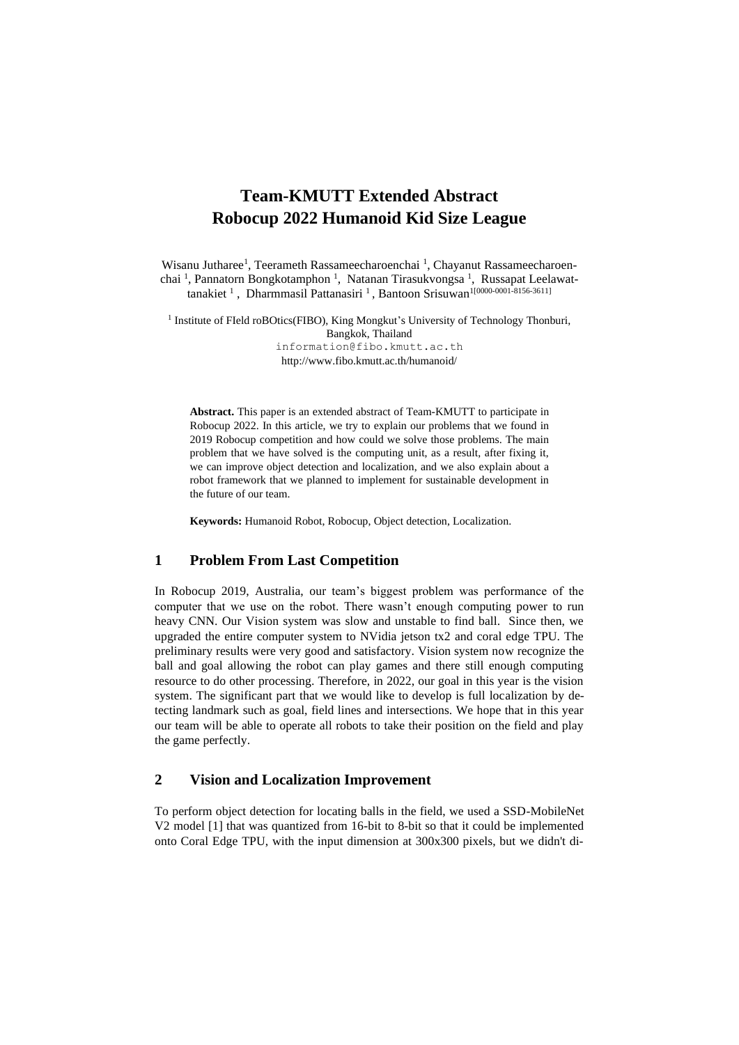# Team-KMUTT Extended Abstract Robocup 2022 Humanoid Kid Size League

Wisanu Jutharee[1], Teerameth Rassameecharoenchai [1], Chayanut Rassameecharoenchai [1], Pannatorn Bongkotamphon [1], Natanan Tirasukvongsa [1], Russapat Leelawattanakiet [1], Dharmmasil Pattanasiri [1], Bantoon Srisuwan[1[0000-0001-8156-3611]]

[1] Institute of FIeld roBOtics(FIBO), King Mongkut's University of Technology Thonburi, Bangkok, Thailand
information@fibo.kmutt.ac.th
http://www.fibo.kmutt.ac.th/humanoid/

**Abstract.** This paper is an extended abstract of Team-KMUTT to participate in Robocup 2022. In this article, we try to explain our problems that we found in 2019 Robocup competition and how could we solve those problems. The main problem that we have solved is the computing unit, as a result, after fixing it, we can improve object detection and localization, and we also explain about a robot framework that we planned to implement for sustainable development in the future of our team.

**Keywords:** Humanoid Robot, Robocup, Object detection, Localization.

## 1 Problem From Last Competition

In Robocup 2019, Australia, our team's biggest problem was performance of the computer that we use on the robot. There wasn't enough computing power to run heavy CNN. Our Vision system was slow and unstable to find ball. Since then, we upgraded the entire computer system to NVidia jetson tx2 and coral edge TPU. The preliminary results were very good and satisfactory. Vision system now recognize the ball and goal allowing the robot can play games and there still enough computing resource to do other processing. Therefore, in 2022, our goal in this year is the vision system. The significant part that we would like to develop is full localization by detecting landmark such as goal, field lines and intersections. We hope that in this year our team will be able to operate all robots to take their position on the field and play the game perfectly.

## 2 Vision and Localization Improvement

To perform object detection for locating balls in the field, we used a SSD-MobileNet V2 model [1] that was quantized from 16-bit to 8-bit so that it could be implemented onto Coral Edge TPU, with the input dimension at 300x300 pixels, but we didn't di-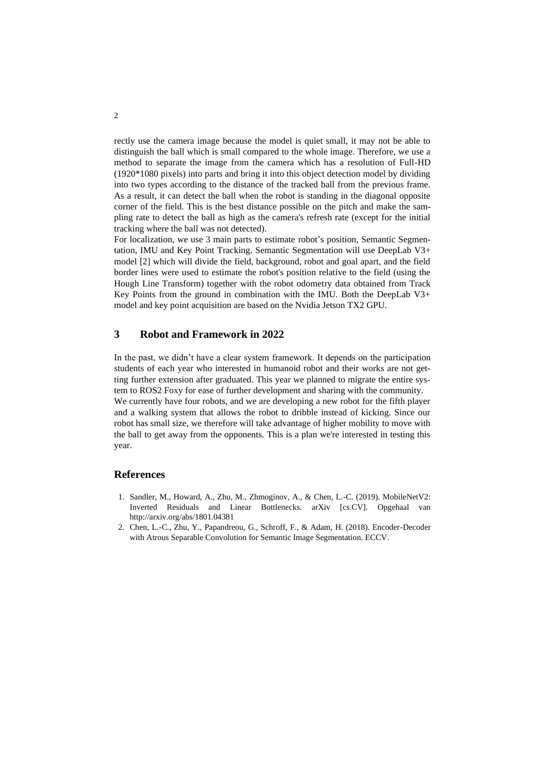rectly use the camera image because the model is quiet small, it may not be able to distinguish the ball which is small compared to the whole image. Therefore, we use a method to separate the image from the camera which has a resolution of Full-HD (1920*1080 pixels) into parts and bring it into this object detection model by dividing into two types according to the distance of the tracked ball from the previous frame. As a result, it can detect the ball when the robot is standing in the diagonal opposite corner of the field. This is the best distance possible on the pitch and make the sampling rate to detect the ball as high as the camera's refresh rate (except for the initial tracking where the ball was not detected).

For localization, we use 3 main parts to estimate robot's position, Semantic Segmentation, IMU and Key Point Tracking. Semantic Segmentation will use DeepLab V3+ model [2] which will divide the field, background, robot and goal apart, and the field border lines were used to estimate the robot's position relative to the field (using the Hough Line Transform) together with the robot odometry data obtained from Track Key Points from the ground in combination with the IMU. Both the DeepLab V3+ model and key point acquisition are based on the Nvidia Jetson TX2 GPU.

## 3 Robot and Framework in 2022

In the past, we didn't have a clear system framework. It depends on the participation students of each year who interested in humanoid robot and their works are not getting further extension after graduated. This year we planned to migrate the entire system to ROS2 Foxy for ease of further development and sharing with the community.

We currently have four robots, and we are developing a new robot for the fifth player and a walking system that allows the robot to dribble instead of kicking. Since our robot has small size, we therefore will take advantage of higher mobility to move with the ball to get away from the opponents. This is a plan we're interested in testing this year.

## References

1. Sandler, M., Howard, A., Zhu, M., Zhmoginov, A., & Chen, L.-C. (2019). MobileNetV2: Inverted Residuals and Linear Bottlenecks. arXiv [cs.CV]. Opgehaal van http://arxiv.org/abs/1801.04381
2. Chen, L.-C., Zhu, Y., Papandreou, G., Schroff, F., & Adam, H. (2018). Encoder-Decoder with Atrous Separable Convolution for Semantic Image Segmentation. ECCV.